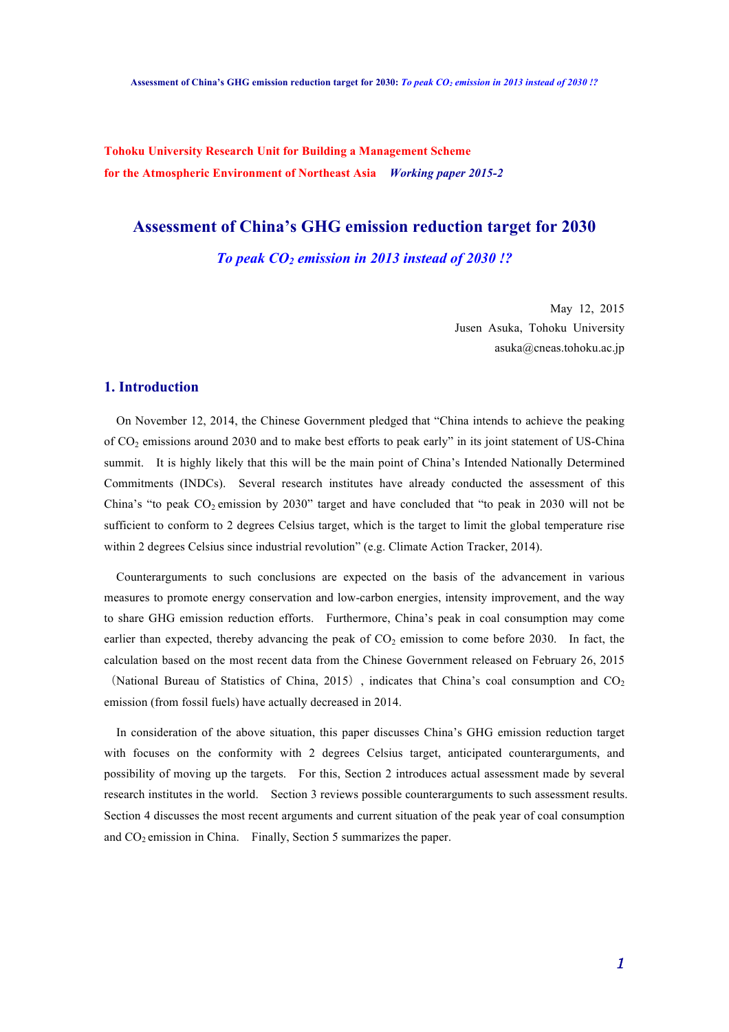Tohoku University Research Unit for Building a Management Scheme for the Atmospheric Environment of Northeast Asia *Working paper 2015-2*

# Assessment of China's GHG emission reduction target for 2030

## *To peak $CO_2$ emission in 2013 instead of 2030 !?*

May 12, 2015
Jusen Asuka, Tohoku University
asuka@cneas.tohoku.ac.jp

## 1. Introduction

On November 12, 2014, the Chinese Government pledged that "China intends to achieve the peaking of $CO_2$ emissions around 2030 and to make best efforts to peak early" in its joint statement of US-China summit. It is highly likely that this will be the main point of China's Intended Nationally Determined Commitments (INDCs). Several research institutes have already conducted the assessment of this China's "to peak $CO_2$ emission by 2030" target and have concluded that "to peak in 2030 will not be sufficient to conform to 2 degrees Celsius target, which is the target to limit the global temperature rise within 2 degrees Celsius since industrial revolution" (e.g. Climate Action Tracker, 2014).

Counterarguments to such conclusions are expected on the basis of the advancement in various measures to promote energy conservation and low-carbon energies, intensity improvement, and the way to share GHG emission reduction efforts. Furthermore, China's peak in coal consumption may come earlier than expected, thereby advancing the peak of $CO_2$ emission to come before 2030. In fact, the calculation based on the most recent data from the Chinese Government released on February 26, 2015（National Bureau of Statistics of China, 2015）, indicates that China's coal consumption and $CO_2$ emission (from fossil fuels) have actually decreased in 2014.

In consideration of the above situation, this paper discusses China's GHG emission reduction target with focuses on the conformity with 2 degrees Celsius target, anticipated counterarguments, and possibility of moving up the targets. For this, Section 2 introduces actual assessment made by several research institutes in the world. Section 3 reviews possible counterarguments to such assessment results. Section 4 discusses the most recent arguments and current situation of the peak year of coal consumption and $CO_2$ emission in China. Finally, Section 5 summarizes the paper.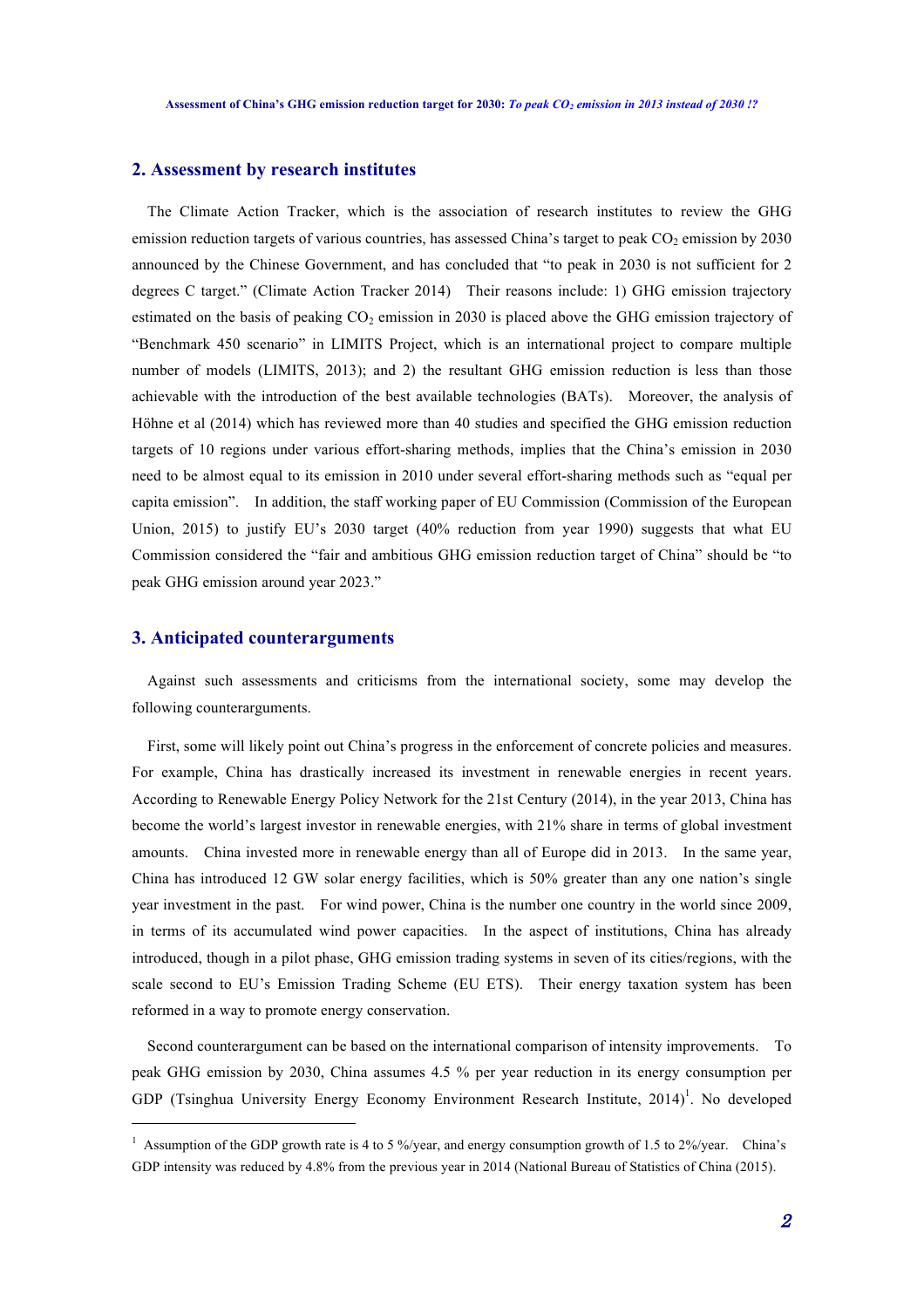## 2. Assessment by research institutes

The Climate Action Tracker, which is the association of research institutes to review the GHG emission reduction targets of various countries, has assessed China's target to peak $CO_2$ emission by 2030 announced by the Chinese Government, and has concluded that "to peak in 2030 is not sufficient for 2 degrees C target." (Climate Action Tracker 2014) Their reasons include: 1) GHG emission trajectory estimated on the basis of peaking $CO_2$ emission in 2030 is placed above the GHG emission trajectory of "Benchmark 450 scenario" in LIMITS Project, which is an international project to compare multiple number of models (LIMITS, 2013); and 2) the resultant GHG emission reduction is less than those achievable with the introduction of the best available technologies (BATs). Moreover, the analysis of Höhne et al (2014) which has reviewed more than 40 studies and specified the GHG emission reduction targets of 10 regions under various effort-sharing methods, implies that the China's emission in 2030 need to be almost equal to its emission in 2010 under several effort-sharing methods such as "equal per capita emission". In addition, the staff working paper of EU Commission (Commission of the European Union, 2015) to justify EU's 2030 target (40% reduction from year 1990) suggests that what EU Commission considered the "fair and ambitious GHG emission reduction target of China" should be "to peak GHG emission around year 2023."

## 3. Anticipated counterarguments

Against such assessments and criticisms from the international society, some may develop the following counterarguments.

First, some will likely point out China's progress in the enforcement of concrete policies and measures. For example, China has drastically increased its investment in renewable energies in recent years. According to Renewable Energy Policy Network for the 21st Century (2014), in the year 2013, China has become the world's largest investor in renewable energies, with 21% share in terms of global investment amounts. China invested more in renewable energy than all of Europe did in 2013. In the same year, China has introduced 12 GW solar energy facilities, which is 50% greater than any one nation's single year investment in the past. For wind power, China is the number one country in the world since 2009, in terms of its accumulated wind power capacities. In the aspect of institutions, China has already introduced, though in a pilot phase, GHG emission trading systems in seven of its cities/regions, with the scale second to EU's Emission Trading Scheme (EU ETS). Their energy taxation system has been reformed in a way to promote energy conservation.

Second counterargument can be based on the international comparison of intensity improvements. To peak GHG emission by 2030, China assumes 4.5 % per year reduction in its energy consumption per GDP (Tsinghua University Energy Economy Environment Research Institute, 2014)[1]. No developed

---

[1] Assumption of the GDP growth rate is 4 to 5 %/year, and energy consumption growth of 1.5 to 2%/year. China's GDP intensity was reduced by 4.8% from the previous year in 2014 (National Bureau of Statistics of China (2015).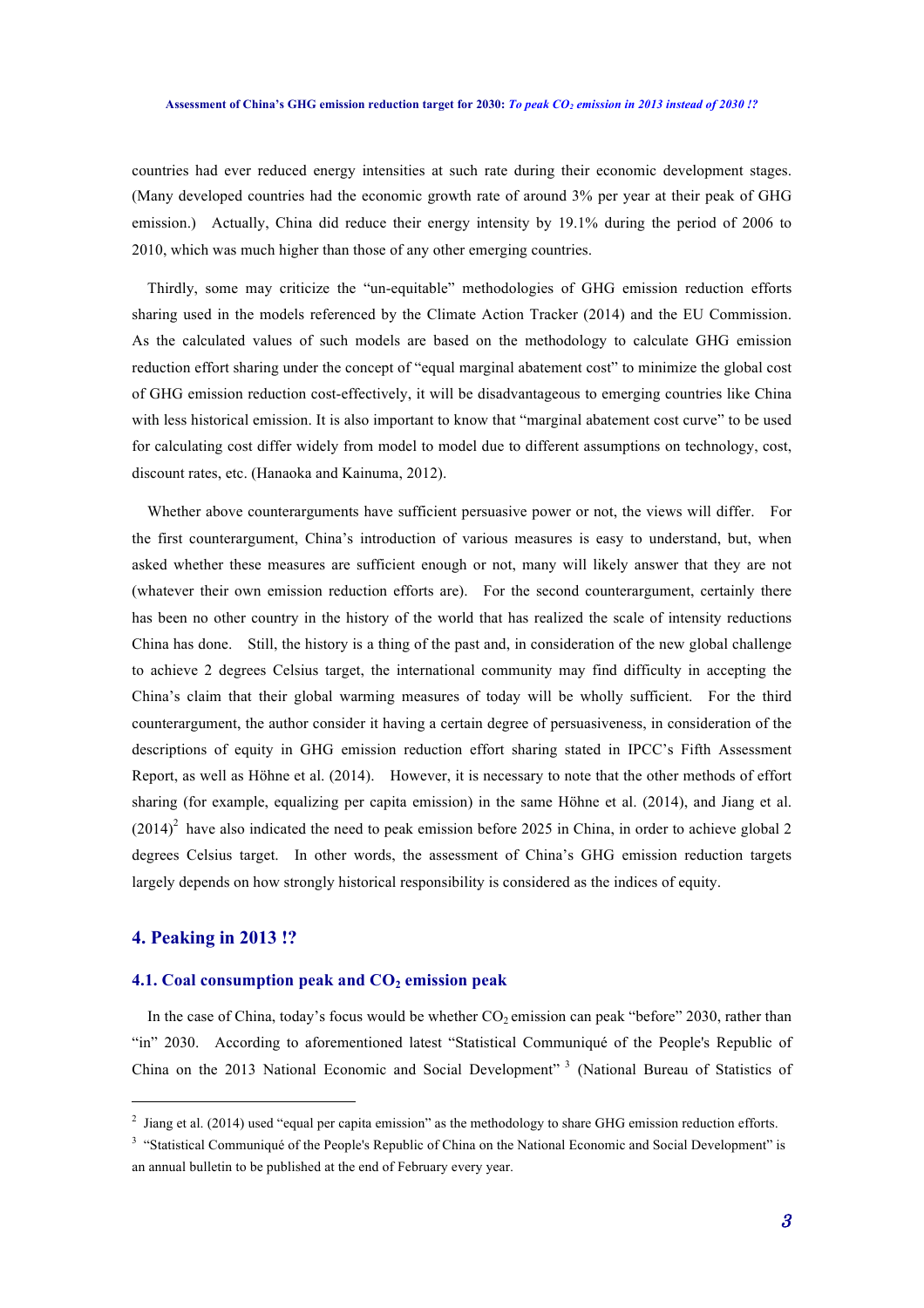countries had ever reduced energy intensities at such rate during their economic development stages. (Many developed countries had the economic growth rate of around 3% per year at their peak of GHG emission.) Actually, China did reduce their energy intensity by 19.1% during the period of 2006 to 2010, which was much higher than those of any other emerging countries.

Thirdly, some may criticize the "un-equitable" methodologies of GHG emission reduction efforts sharing used in the models referenced by the Climate Action Tracker (2014) and the EU Commission. As the calculated values of such models are based on the methodology to calculate GHG emission reduction effort sharing under the concept of "equal marginal abatement cost" to minimize the global cost of GHG emission reduction cost-effectively, it will be disadvantageous to emerging countries like China with less historical emission. It is also important to know that "marginal abatement cost curve" to be used for calculating cost differ widely from model to model due to different assumptions on technology, cost, discount rates, etc. (Hanaoka and Kainuma, 2012).

Whether above counterarguments have sufficient persuasive power or not, the views will differ. For the first counterargument, China's introduction of various measures is easy to understand, but, when asked whether these measures are sufficient enough or not, many will likely answer that they are not (whatever their own emission reduction efforts are). For the second counterargument, certainly there has been no other country in the history of the world that has realized the scale of intensity reductions China has done. Still, the history is a thing of the past and, in consideration of the new global challenge to achieve 2 degrees Celsius target, the international community may find difficulty in accepting the China's claim that their global warming measures of today will be wholly sufficient. For the third counterargument, the author consider it having a certain degree of persuasiveness, in consideration of the descriptions of equity in GHG emission reduction effort sharing stated in IPCC's Fifth Assessment Report, as well as Höhne et al. (2014). However, it is necessary to note that the other methods of effort sharing (for example, equalizing per capita emission) in the same Höhne et al. (2014), and Jiang et al. (2014)[2] have also indicated the need to peak emission before 2025 in China, in order to achieve global 2 degrees Celsius target. In other words, the assessment of China's GHG emission reduction targets largely depends on how strongly historical responsibility is considered as the indices of equity.

## 4. Peaking in 2013 !?

### 4.1. Coal consumption peak and $CO_2$ emission peak

In the case of China, today's focus would be whether $CO_2$ emission can peak "before" 2030, rather than "in" 2030. According to aforementioned latest "Statistical Communiqué of the People's Republic of China on the 2013 National Economic and Social Development"[3] (National Bureau of Statistics of

---

[2] Jiang et al. (2014) used "equal per capita emission" as the methodology to share GHG emission reduction efforts.

[3] "Statistical Communiqué of the People's Republic of China on the National Economic and Social Development" is an annual bulletin to be published at the end of February every year.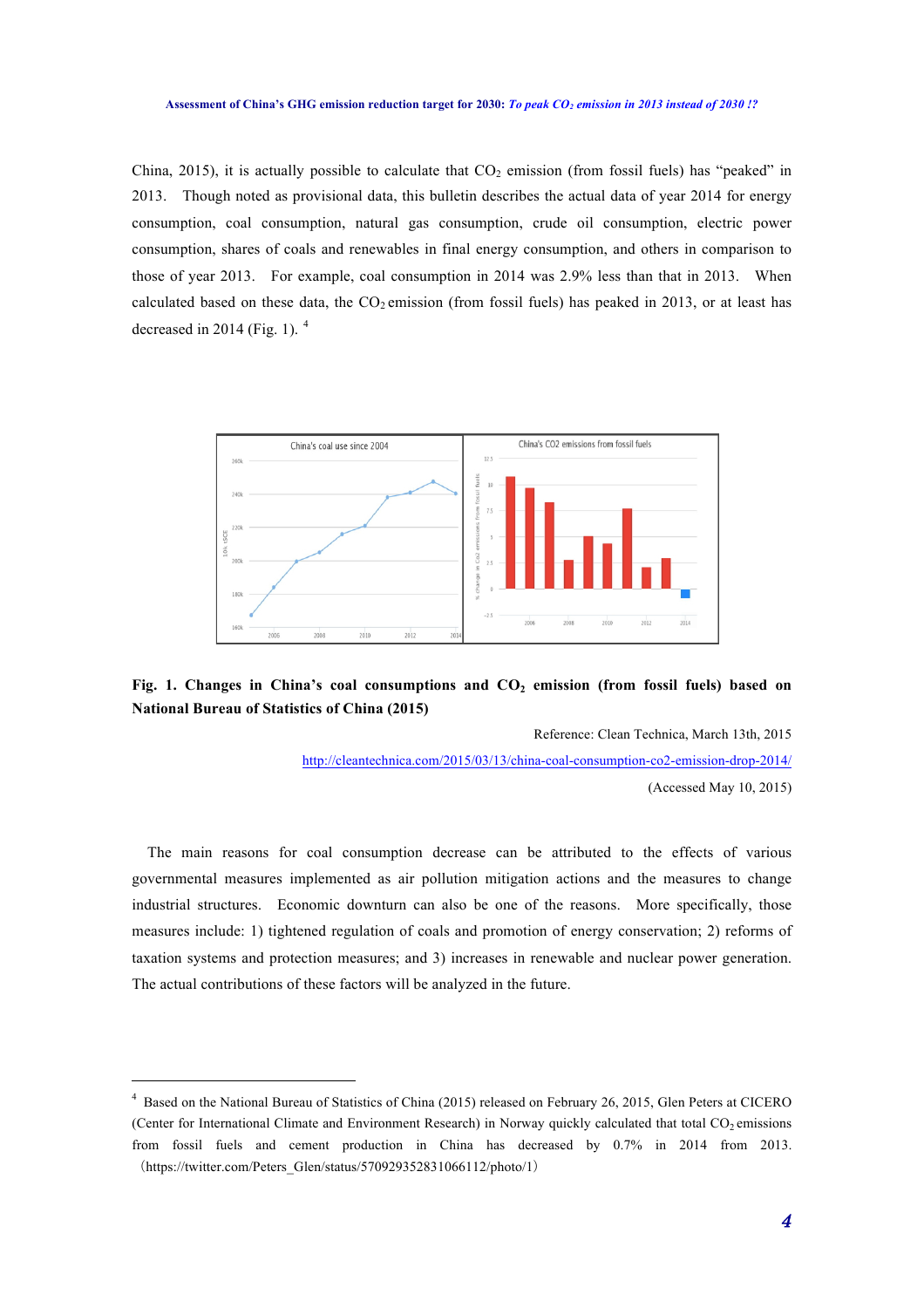China, 2015), it is actually possible to calculate that $CO_2$ emission (from fossil fuels) has "peaked" in 2013. Though noted as provisional data, this bulletin describes the actual data of year 2014 for energy consumption, coal consumption, natural gas consumption, crude oil consumption, electric power consumption, shares of coals and renewables in final energy consumption, and others in comparison to those of year 2013. For example, coal consumption in 2014 was 2.9% less than that in 2013. When calculated based on these data, the $CO_2$ emission (from fossil fuels) has peaked in 2013, or at least has decreased in 2014 (Fig. 1). [4]

**Fig. 1. Changes in China's coal consumptions and $CO_2$ emission (from fossil fuels) based on National Bureau of Statistics of China (2015)**

Reference: Clean Technica, March 13th, 2015

http://cleantechnica.com/2015/03/13/china-coal-consumption-co2-emission-drop-2014/

(Accessed May 10, 2015)

The main reasons for coal consumption decrease can be attributed to the effects of various governmental measures implemented as air pollution mitigation actions and the measures to change industrial structures. Economic downturn can also be one of the reasons. More specifically, those measures include: 1) tightened regulation of coals and promotion of energy conservation; 2) reforms of taxation systems and protection measures; and 3) increases in renewable and nuclear power generation. The actual contributions of these factors will be analyzed in the future.

---

[4] Based on the National Bureau of Statistics of China (2015) released on February 26, 2015, Glen Peters at CICERO (Center for International Climate and Environment Research) in Norway quickly calculated that total $CO_2$ emissions from fossil fuels and cement production in China has decreased by 0.7% in 2014 from 2013. (https://twitter.com/Peters_Glen/status/570929352831066112/photo/1)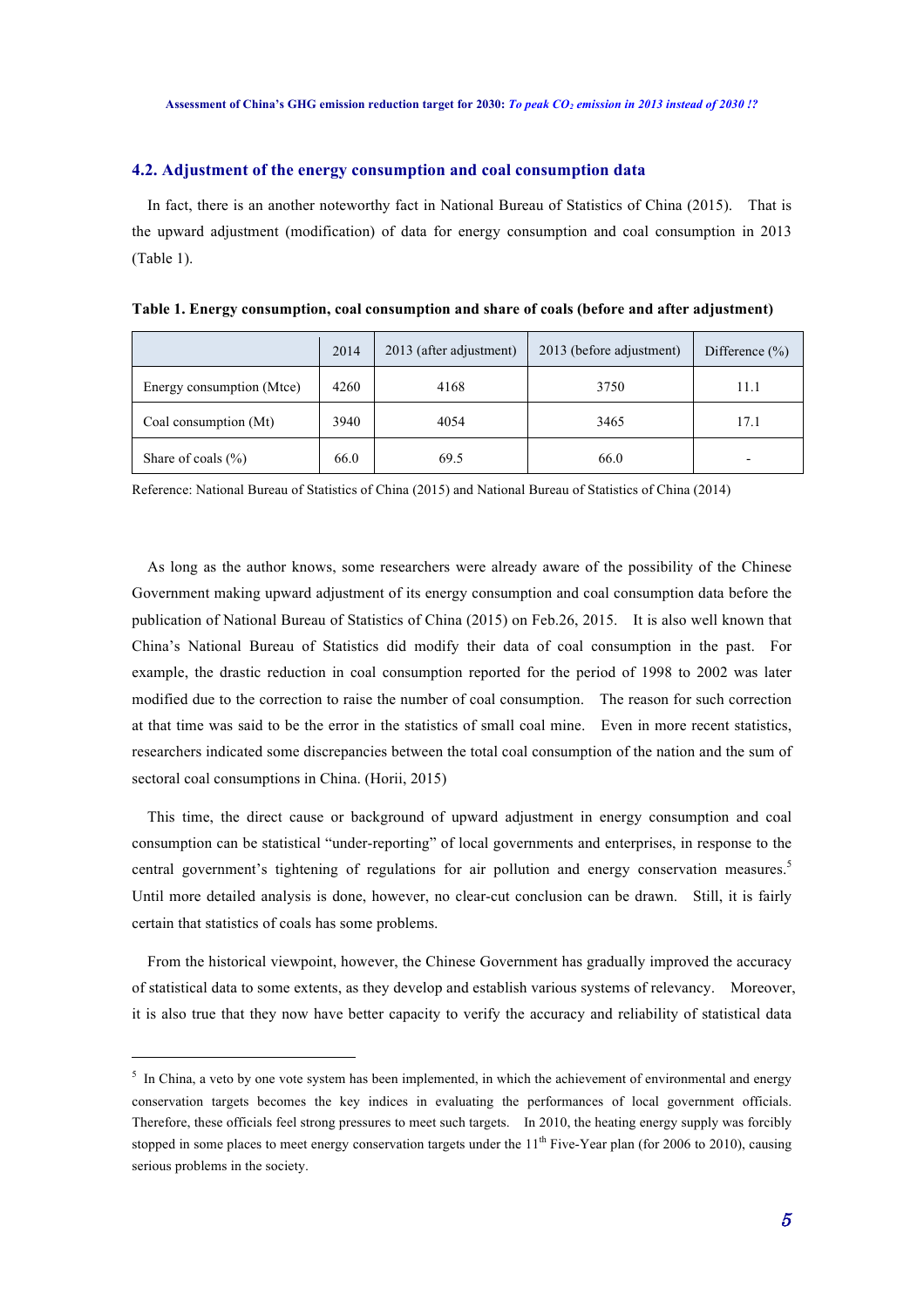### 4.2. Adjustment of the energy consumption and coal consumption data

In fact, there is an another noteworthy fact in National Bureau of Statistics of China (2015). That is the upward adjustment (modification) of data for energy consumption and coal consumption in 2013 (Table 1).

**Table 1. Energy consumption, coal consumption and share of coals (before and after adjustment)**

| | 2014 | 2013 (after adjustment) | 2013 (before adjustment) | Difference (%) |
|---|---|---|---|---|
| Energy consumption (Mtce) | 4260 | 4168 | 3750 | 11.1 |
| Coal consumption (Mt) | 3940 | 4054 | 3465 | 17.1 |
| Share of coals (%) | 66.0 | 69.5 | 66.0 | - |

Reference: National Bureau of Statistics of China (2015) and National Bureau of Statistics of China (2014)

As long as the author knows, some researchers were already aware of the possibility of the Chinese Government making upward adjustment of its energy consumption and coal consumption data before the publication of National Bureau of Statistics of China (2015) on Feb.26, 2015. It is also well known that China's National Bureau of Statistics did modify their data of coal consumption in the past. For example, the drastic reduction in coal consumption reported for the period of 1998 to 2002 was later modified due to the correction to raise the number of coal consumption. The reason for such correction at that time was said to be the error in the statistics of small coal mine. Even in more recent statistics, researchers indicated some discrepancies between the total coal consumption of the nation and the sum of sectoral coal consumptions in China. (Horii, 2015)

This time, the direct cause or background of upward adjustment in energy consumption and coal consumption can be statistical "under-reporting" of local governments and enterprises, in response to the central government's tightening of regulations for air pollution and energy conservation measures.[5] Until more detailed analysis is done, however, no clear-cut conclusion can be drawn. Still, it is fairly certain that statistics of coals has some problems.

From the historical viewpoint, however, the Chinese Government has gradually improved the accuracy of statistical data to some extents, as they develop and establish various systems of relevancy. Moreover, it is also true that they now have better capacity to verify the accuracy and reliability of statistical data

[5] In China, a veto by one vote system has been implemented, in which the achievement of environmental and energy conservation targets becomes the key indices in evaluating the performances of local government officials. Therefore, these officials feel strong pressures to meet such targets. In 2010, the heating energy supply was forcibly stopped in some places to meet energy conservation targets under the 11th Five-Year plan (for 2006 to 2010), causing serious problems in the society.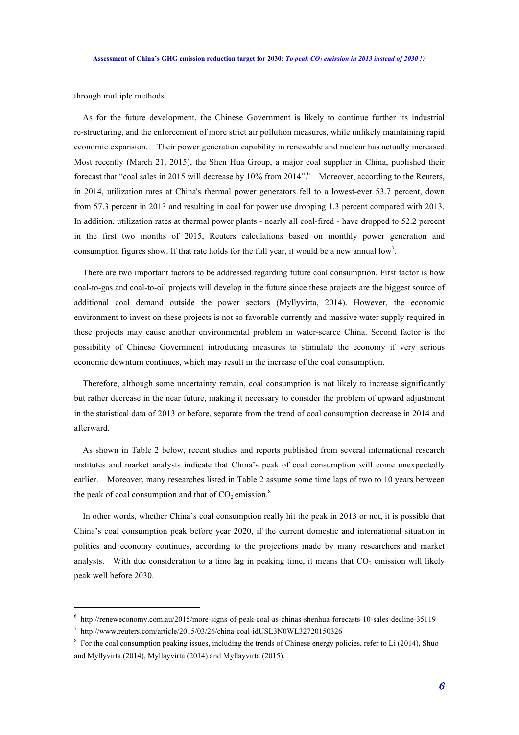through multiple methods.

As for the future development, the Chinese Government is likely to continue further its industrial re-structuring, and the enforcement of more strict air pollution measures, while unlikely maintaining rapid economic expansion. Their power generation capability in renewable and nuclear has actually increased. Most recently (March 21, 2015), the Shen Hua Group, a major coal supplier in China, published their forecast that "coal sales in 2015 will decrease by 10% from 2014".[6] Moreover, according to the Reuters, in 2014, utilization rates at China's thermal power generators fell to a lowest-ever 53.7 percent, down from 57.3 percent in 2013 and resulting in coal for power use dropping 1.3 percent compared with 2013. In addition, utilization rates at thermal power plants - nearly all coal-fired - have dropped to 52.2 percent in the first two months of 2015, Reuters calculations based on monthly power generation and consumption figures show. If that rate holds for the full year, it would be a new annual low[7].

There are two important factors to be addressed regarding future coal consumption. First factor is how coal-to-gas and coal-to-oil projects will develop in the future since these projects are the biggest source of additional coal demand outside the power sectors (Myllyvirta, 2014). However, the economic environment to invest on these projects is not so favorable currently and massive water supply required in these projects may cause another environmental problem in water-scarce China. Second factor is the possibility of Chinese Government introducing measures to stimulate the economy if very serious economic downturn continues, which may result in the increase of the coal consumption.

Therefore, although some uncertainty remain, coal consumption is not likely to increase significantly but rather decrease in the near future, making it necessary to consider the problem of upward adjustment in the statistical data of 2013 or before, separate from the trend of coal consumption decrease in 2014 and afterward.

As shown in Table 2 below, recent studies and reports published from several international research institutes and market analysts indicate that China's peak of coal consumption will come unexpectedly earlier. Moreover, many researches listed in Table 2 assume some time laps of two to 10 years between the peak of coal consumption and that of $CO_2$ emission.[8]

In other words, whether China's coal consumption really hit the peak in 2013 or not, it is possible that China's coal consumption peak before year 2020, if the current domestic and international situation in politics and economy continues, according to the projections made by many researchers and market analysts. With due consideration to a time lag in peaking time, it means that $CO_2$ emission will likely peak well before 2030.

---

[6] http://reneweconomy.com.au/2015/more-signs-of-peak-coal-as-chinas-shenhua-forecasts-10-sales-decline-35119

[7] http://www.reuters.com/article/2015/03/26/china-coal-idUSL3N0WL32720150326

[8] For the coal consumption peaking issues, including the trends of Chinese energy policies, refer to Li (2014), Shuo and Myllyvirta (2014), Myllayvirta (2014) and Myllayvirta (2015).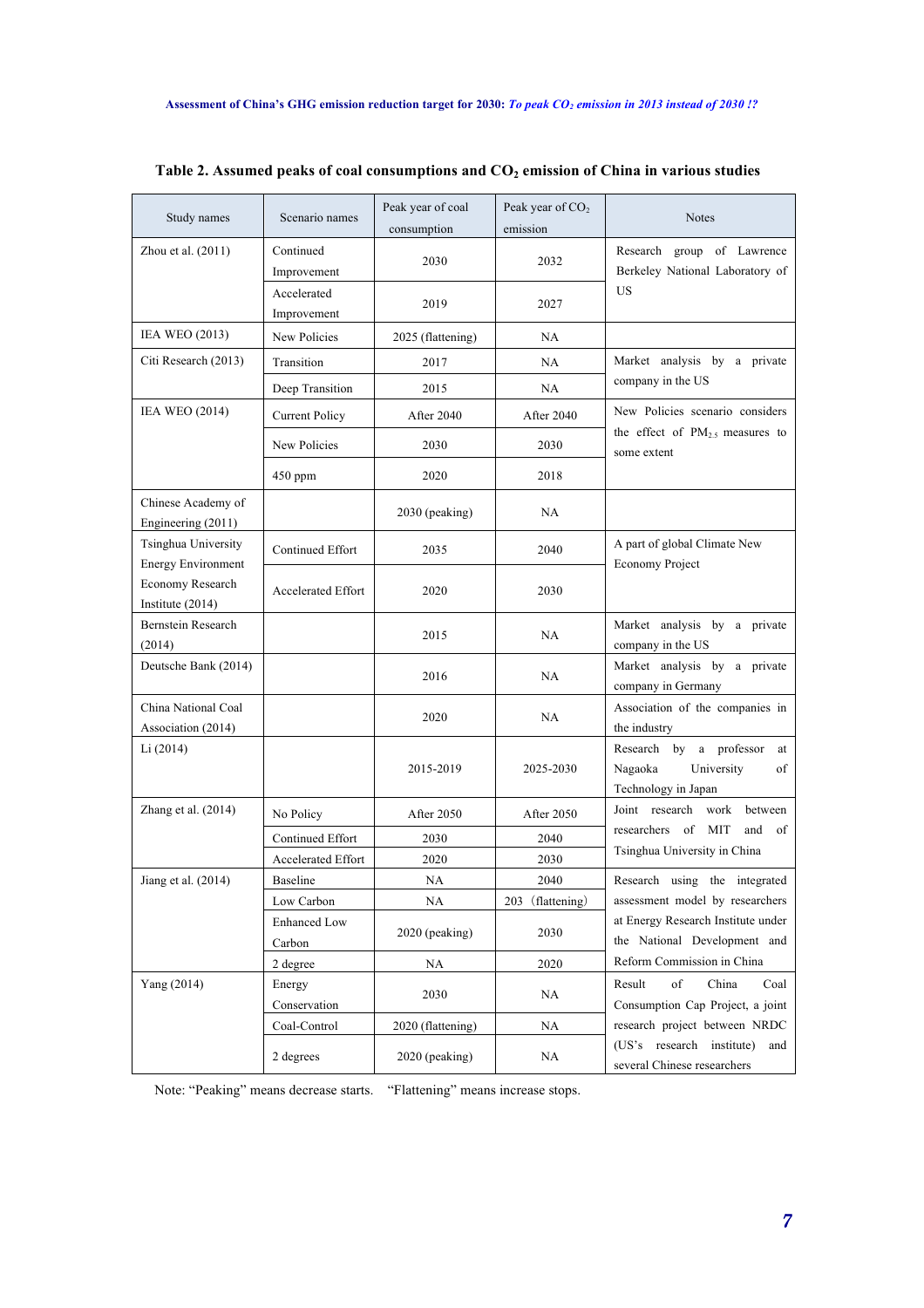**Table 2. Assumed peaks of coal consumptions and $CO_2$ emission of China in various studies**

| Study names | Scenario names | Peak year of coal consumption | Peak year of $CO_2$ emission | Notes |
|---|---|---|---|---|
| Zhou et al. (2011) | Continued Improvement | 2030 | 2032 | Research group of Lawrence Berkeley National Laboratory of US |
| | Accelerated Improvement | 2019 | 2027 | |
| IEA WEO (2013) | New Policies | 2025 (flattening) | NA | |
| Citi Research (2013) | Transition | 2017 | NA | Market analysis by a private company in the US |
| | Deep Transition | 2015 | NA | |
| IEA WEO (2014) | Current Policy | After 2040 | After 2040 | New Policies scenario considers the effect of $PM_{2.5}$ measures to some extent |
| | New Policies | 2030 | 2030 | |
| | 450 ppm | 2020 | 2018 | |
| Chinese Academy of Engineering (2011) | | 2030 (peaking) | NA | |
| Tsinghua University Energy Environment Economy Research Institute (2014) | Continued Effort | 2035 | 2040 | A part of global Climate New Economy Project |
| | Accelerated Effort | 2020 | 2030 | |
| Bernstein Research (2014) | | 2015 | NA | Market analysis by a private company in the US |
| Deutsche Bank (2014) | | 2016 | NA | Market analysis by a private company in Germany |
| China National Coal Association (2014) | | 2020 | NA | Association of the companies in the industry |
| Li (2014) | | 2015-2019 | 2025-2030 | Research by a professor at Nagaoka University of Technology in Japan |
| Zhang et al. (2014) | No Policy | After 2050 | After 2050 | Joint research work between researchers of MIT and of Tsinghua University in China |
| | Continued Effort | 2030 | 2040 | |
| | Accelerated Effort | 2020 | 2030 | |
| Jiang et al. (2014) | Baseline | NA | 2040 | Research using the integrated assessment model by researchers at Energy Research Institute under the National Development and Reform Commission in China |
| | Low Carbon | NA | 203 (flattening) | |
| | Enhanced Low Carbon | 2020 (peaking) | 2030 | |
| | 2 degree | NA | 2020 | |
| Yang (2014) | Energy Conservation | 2030 | NA | Result of China Coal Consumption Cap Project, a joint research project between NRDC (US's research institute) and several Chinese researchers |
| | Coal-Control | 2020 (flattening) | NA | |
| | 2 degrees | 2020 (peaking) | NA | |

Note: "Peaking" means decrease starts. "Flattening" means increase stops.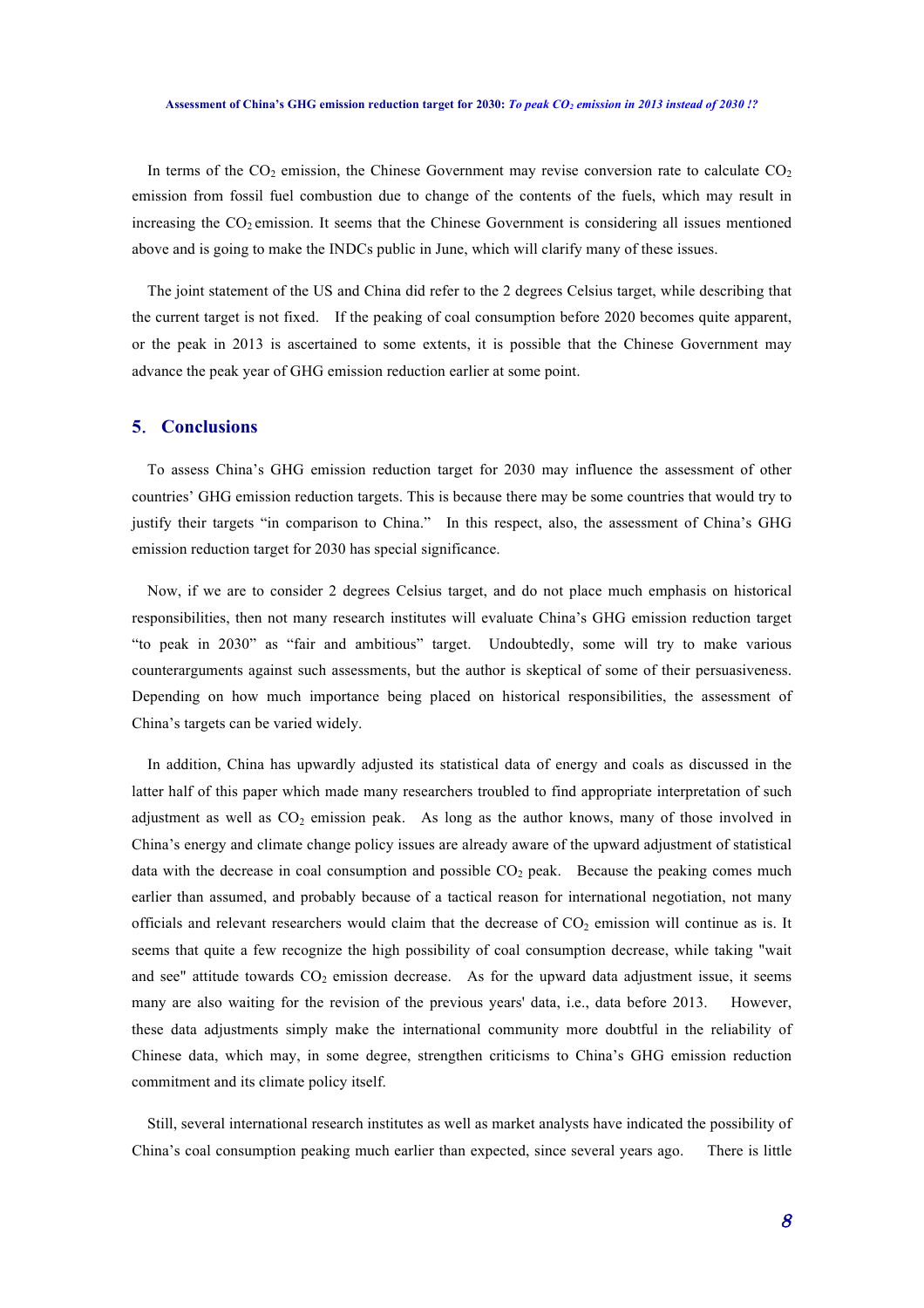In terms of the $CO_2$ emission, the Chinese Government may revise conversion rate to calculate $CO_2$ emission from fossil fuel combustion due to change of the contents of the fuels, which may result in increasing the $CO_2$ emission. It seems that the Chinese Government is considering all issues mentioned above and is going to make the INDCs public in June, which will clarify many of these issues.

The joint statement of the US and China did refer to the 2 degrees Celsius target, while describing that the current target is not fixed. If the peaking of coal consumption before 2020 becomes quite apparent, or the peak in 2013 is ascertained to some extents, it is possible that the Chinese Government may advance the peak year of GHG emission reduction earlier at some point.

## 5. Conclusions

To assess China's GHG emission reduction target for 2030 may influence the assessment of other countries' GHG emission reduction targets. This is because there may be some countries that would try to justify their targets "in comparison to China." In this respect, also, the assessment of China's GHG emission reduction target for 2030 has special significance.

Now, if we are to consider 2 degrees Celsius target, and do not place much emphasis on historical responsibilities, then not many research institutes will evaluate China's GHG emission reduction target "to peak in 2030" as "fair and ambitious" target. Undoubtedly, some will try to make various counterarguments against such assessments, but the author is skeptical of some of their persuasiveness. Depending on how much importance being placed on historical responsibilities, the assessment of China's targets can be varied widely.

In addition, China has upwardly adjusted its statistical data of energy and coals as discussed in the latter half of this paper which made many researchers troubled to find appropriate interpretation of such adjustment as well as $CO_2$ emission peak. As long as the author knows, many of those involved in China's energy and climate change policy issues are already aware of the upward adjustment of statistical data with the decrease in coal consumption and possible $CO_2$ peak. Because the peaking comes much earlier than assumed, and probably because of a tactical reason for international negotiation, not many officials and relevant researchers would claim that the decrease of $CO_2$ emission will continue as is. It seems that quite a few recognize the high possibility of coal consumption decrease, while taking "wait and see" attitude towards $CO_2$ emission decrease. As for the upward data adjustment issue, it seems many are also waiting for the revision of the previous years' data, i.e., data before 2013. However, these data adjustments simply make the international community more doubtful in the reliability of Chinese data, which may, in some degree, strengthen criticisms to China's GHG emission reduction commitment and its climate policy itself.

Still, several international research institutes as well as market analysts have indicated the possibility of China's coal consumption peaking much earlier than expected, since several years ago. There is little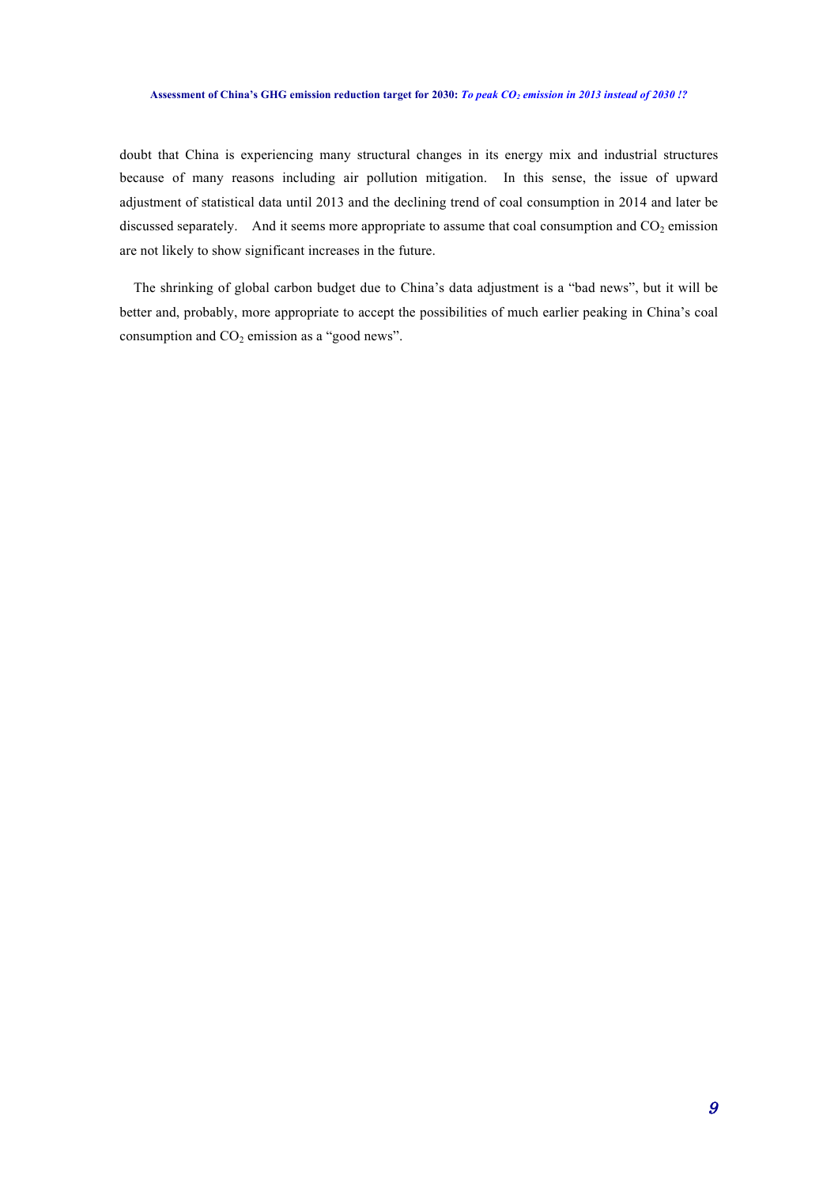doubt that China is experiencing many structural changes in its energy mix and industrial structures because of many reasons including air pollution mitigation. In this sense, the issue of upward adjustment of statistical data until 2013 and the declining trend of coal consumption in 2014 and later be discussed separately. And it seems more appropriate to assume that coal consumption and $CO_2$ emission are not likely to show significant increases in the future.

The shrinking of global carbon budget due to China's data adjustment is a "bad news", but it will be better and, probably, more appropriate to accept the possibilities of much earlier peaking in China's coal consumption and $CO_2$ emission as a "good news".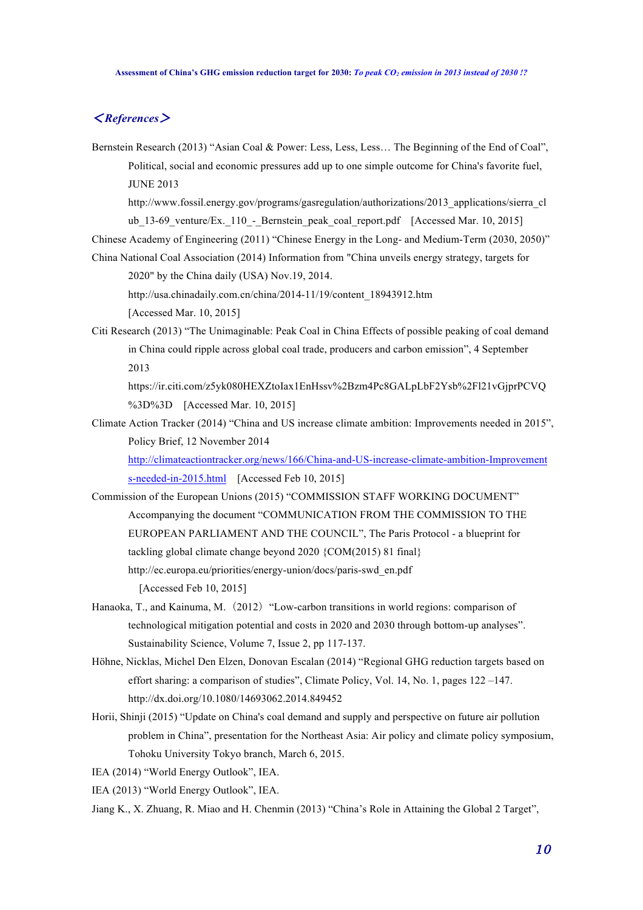## ＜References＞

Bernstein Research (2013) "Asian Coal & Power: Less, Less, Less… The Beginning of the End of Coal", Political, social and economic pressures add up to one simple outcome for China's favorite fuel, JUNE 2013
http://www.fossil.energy.gov/programs/gasregulation/authorizations/2013_applications/sierra_club_13-69_venture/Ex._110_-_Bernstein_peak_coal_report.pdf [Accessed Mar. 10, 2015]

Chinese Academy of Engineering (2011) "Chinese Energy in the Long- and Medium-Term (2030, 2050)"

China National Coal Association (2014) Information from "China unveils energy strategy, targets for 2020" by the China daily (USA) Nov.19, 2014.
http://usa.chinadaily.com.cn/china/2014-11/19/content_18943912.htm
[Accessed Mar. 10, 2015]

Citi Research (2013) "The Unimaginable: Peak Coal in China Effects of possible peaking of coal demand in China could ripple across global coal trade, producers and carbon emission", 4 September 2013
https://ir.citi.com/z5yk080HEXZtoIax1EnHssv%2Bzm4Pc8GALpLbF2Ysb%2Fl21vGjprPCVQ%3D%3D [Accessed Mar. 10, 2015]

Climate Action Tracker (2014) "China and US increase climate ambition: Improvements needed in 2015", Policy Brief, 12 November 2014
http://climateactiontracker.org/news/166/China-and-US-increase-climate-ambition-Improvements-needed-in-2015.html [Accessed Feb 10, 2015]

Commission of the European Unions (2015) "COMMISSION STAFF WORKING DOCUMENT" Accompanying the document "COMMUNICATION FROM THE COMMISSION TO THE EUROPEAN PARLIAMENT AND THE COUNCIL", The Paris Protocol - a blueprint for tackling global climate change beyond 2020 {COM(2015) 81 final}
http://ec.europa.eu/priorities/energy-union/docs/paris-swd_en.pdf
[Accessed Feb 10, 2015]

Hanaoka, T., and Kainuma, M.（2012）"Low-carbon transitions in world regions: comparison of technological mitigation potential and costs in 2020 and 2030 through bottom-up analyses". Sustainability Science, Volume 7, Issue 2, pp 117-137.

Höhne, Nicklas, Michel Den Elzen, Donovan Escalan (2014) "Regional GHG reduction targets based on effort sharing: a comparison of studies", Climate Policy, Vol. 14, No. 1, pages 122 –147.
http://dx.doi.org/10.1080/14693062.2014.849452

Horii, Shinji (2015) "Update on China's coal demand and supply and perspective on future air pollution problem in China", presentation for the Northeast Asia: Air policy and climate policy symposium, Tohoku University Tokyo branch, March 6, 2015.

IEA (2014) "World Energy Outlook", IEA.

IEA (2013) "World Energy Outlook", IEA.

Jiang K., X. Zhuang, R. Miao and H. Chenmin (2013) "China's Role in Attaining the Global 2 Target",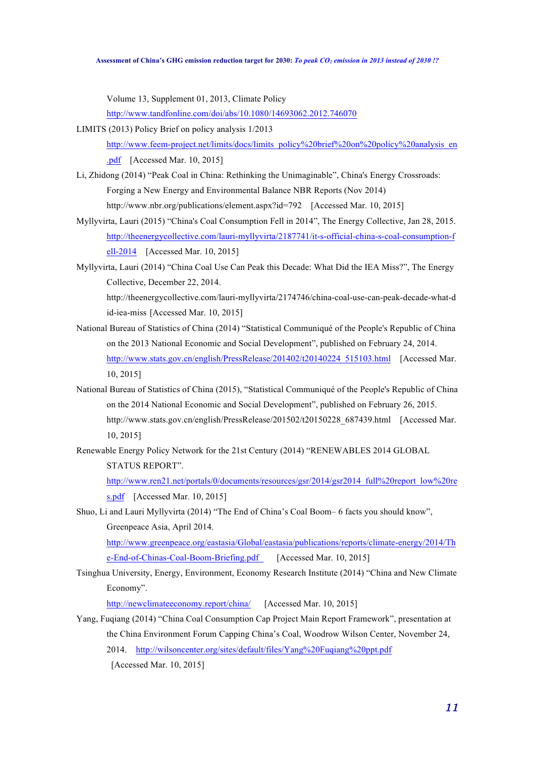Volume 13, Supplement 01, 2013, Climate Policy
http://www.tandfonline.com/doi/abs/10.1080/14693062.2012.746070

LIMITS (2013) Policy Brief on policy analysis 1/2013
http://www.feem-project.net/limits/docs/limits_policy%20brief%20on%20policy%20analysis_en.pdf [Accessed Mar. 10, 2015]

Li, Zhidong (2014) "Peak Coal in China: Rethinking the Unimaginable", China's Energy Crossroads: Forging a New Energy and Environmental Balance NBR Reports (Nov 2014)
http://www.nbr.org/publications/element.aspx?id=792 [Accessed Mar. 10, 2015]

Myllyvirta, Lauri (2015) "China's Coal Consumption Fell in 2014", The Energy Collective, Jan 28, 2015.
http://theenergycollective.com/lauri-myllyvirta/2187741/it-s-official-china-s-coal-consumption-fell-2014 [Accessed Mar. 10, 2015]

Myllyvirta, Lauri (2014) "China Coal Use Can Peak this Decade: What Did the IEA Miss?", The Energy Collective, December 22, 2014.
http://theenergycollective.com/lauri-myllyvirta/2174746/china-coal-use-can-peak-decade-what-did-iea-miss [Accessed Mar. 10, 2015]

National Bureau of Statistics of China (2014) "Statistical Communiqué of the People's Republic of China on the 2013 National Economic and Social Development", published on February 24, 2014.
http://www.stats.gov.cn/english/PressRelease/201402/t20140224_515103.html [Accessed Mar. 10, 2015]

National Bureau of Statistics of China (2015), "Statistical Communiqué of the People's Republic of China on the 2014 National Economic and Social Development", published on February 26, 2015.
http://www.stats.gov.cn/english/PressRelease/201502/t20150228_687439.html [Accessed Mar. 10, 2015]

Renewable Energy Policy Network for the 21st Century (2014) "RENEWABLES 2014 GLOBAL STATUS REPORT".
http://www.ren21.net/portals/0/documents/resources/gsr/2014/gsr2014_full%20report_low%20res.pdf [Accessed Mar. 10, 2015]

Shuo, Li and Lauri Myllyvirta (2014) "The End of China's Coal Boom– 6 facts you should know", Greenpeace Asia, April 2014.
http://www.greenpeace.org/eastasia/Global/eastasia/publications/reports/climate-energy/2014/The-End-of-Chinas-Coal-Boom-Briefing.pdf [Accessed Mar. 10, 2015]

Tsinghua University, Energy, Environment, Economy Research Institute (2014) "China and New Climate Economy".
http://newclimateeconomy.report/china/ [Accessed Mar. 10, 2015]

Yang, Fuqiang (2014) "China Coal Consumption Cap Project Main Report Framework", presentation at the China Environment Forum Capping China's Coal, Woodrow Wilson Center, November 24, 2014. http://wilsoncenter.org/sites/default/files/Yang%20Fuqiang%20ppt.pdf [Accessed Mar. 10, 2015]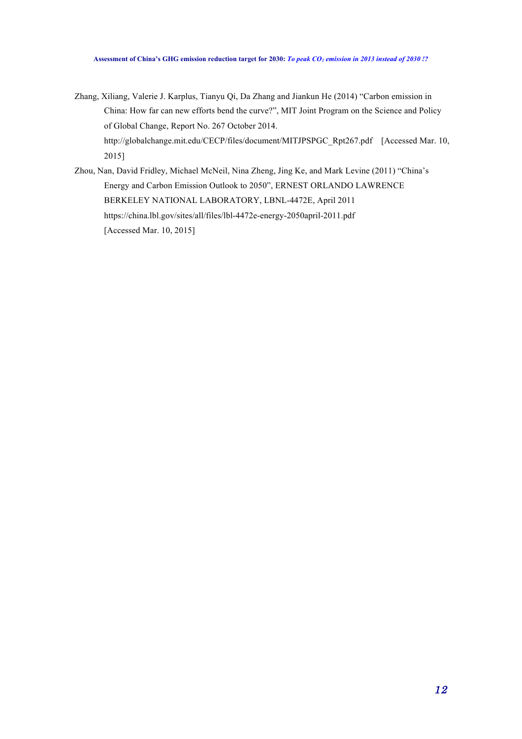Zhang, Xiliang, Valerie J. Karplus, Tianyu Qi, Da Zhang and Jiankun He (2014) "Carbon emission in China: How far can new efforts bend the curve?", MIT Joint Program on the Science and Policy of Global Change, Report No. 267 October 2014. http://globalchange.mit.edu/CECP/files/document/MITJPSPGC_Rpt267.pdf [Accessed Mar. 10, 2015]

Zhou, Nan, David Fridley, Michael McNeil, Nina Zheng, Jing Ke, and Mark Levine (2011) "China's Energy and Carbon Emission Outlook to 2050", ERNEST ORLANDO LAWRENCE BERKELEY NATIONAL LABORATORY, LBNL-4472E, April 2011 https://china.lbl.gov/sites/all/files/lbl-4472e-energy-2050april-2011.pdf [Accessed Mar. 10, 2015]